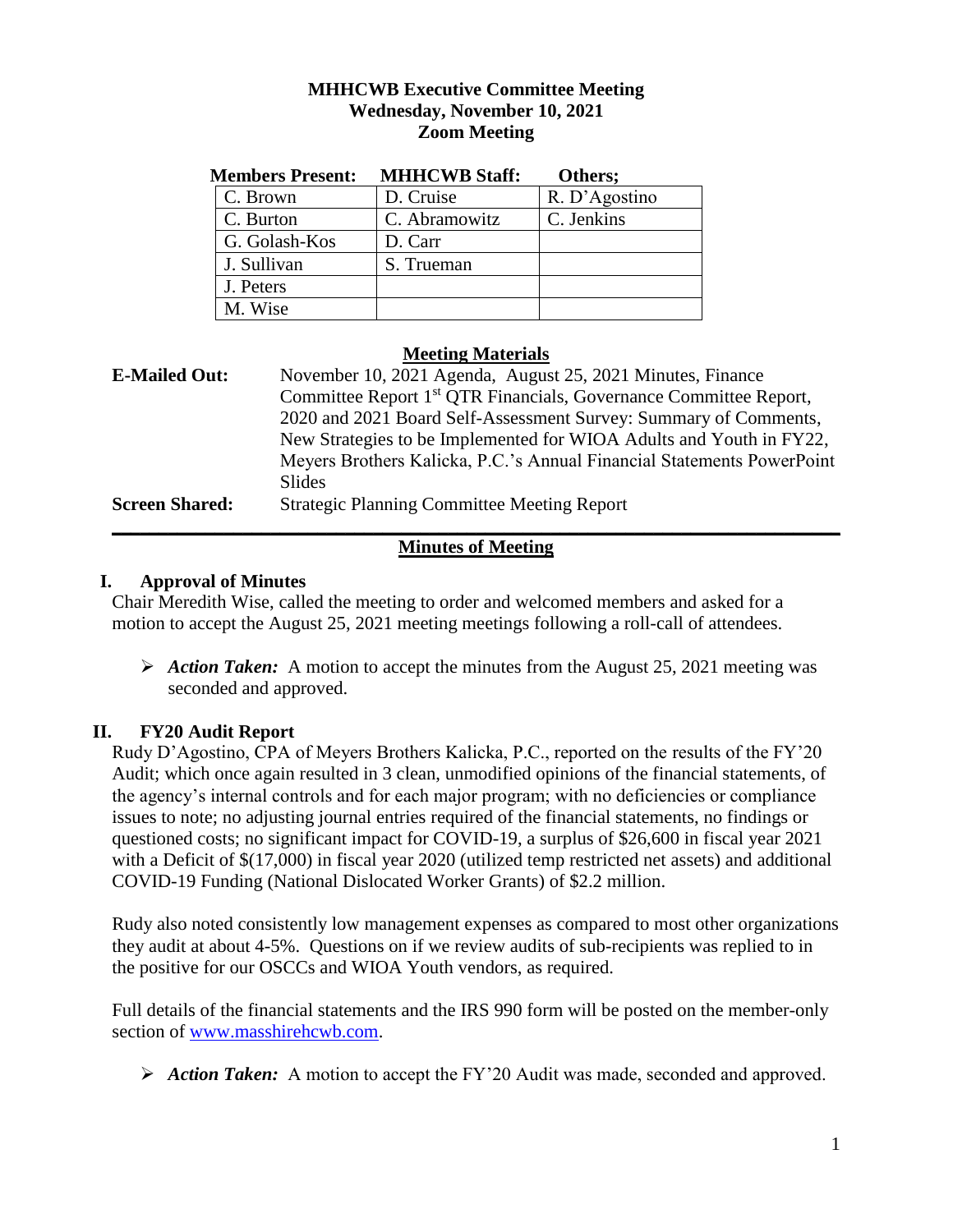**MHHCWB Executive Committee Meeting**
**Wednesday, November 10, 2021**
**Zoom Meeting**

| Members Present: | MHHCWB Staff: | Others; |
|---|---|---|
| C. Brown | D. Cruise | R. D'Agostino |
| C. Burton | C. Abramowitz | C. Jenkins |
| G. Golash-Kos | D. Carr | |
| J. Sullivan | S. Trueman | |
| J. Peters | | |
| M. Wise | | |

**Meeting Materials**

**E-Mailed Out:** November 10, 2021 Agenda, August 25, 2021 Minutes, Finance Committee Report 1st QTR Financials, Governance Committee Report, 2020 and 2021 Board Self-Assessment Survey: Summary of Comments, New Strategies to be Implemented for WIOA Adults and Youth in FY22, Meyers Brothers Kalicka, P.C.'s Annual Financial Statements PowerPoint Slides

**Screen Shared:** Strategic Planning Committee Meeting Report

---

**Minutes of Meeting**

## I. Approval of Minutes

Chair Meredith Wise, called the meeting to order and welcomed members and asked for a motion to accept the August 25, 2021 meeting meetings following a roll-call of attendees.

- ***Action Taken:*** A motion to accept the minutes from the August 25, 2021 meeting was seconded and approved.

## II. FY20 Audit Report

Rudy D'Agostino, CPA of Meyers Brothers Kalicka, P.C., reported on the results of the FY'20 Audit; which once again resulted in 3 clean, unmodified opinions of the financial statements, of the agency's internal controls and for each major program; with no deficiencies or compliance issues to note; no adjusting journal entries required of the financial statements, no findings or questioned costs; no significant impact for COVID-19, a surplus of $26,600 in fiscal year 2021 with a Deficit of $(17,000) in fiscal year 2020 (utilized temp restricted net assets) and additional COVID-19 Funding (National Dislocated Worker Grants) of $2.2 million.

Rudy also noted consistently low management expenses as compared to most other organizations they audit at about 4-5%. Questions on if we review audits of sub-recipients was replied to in the positive for our OSCCs and WIOA Youth vendors, as required.

Full details of the financial statements and the IRS 990 form will be posted on the member-only section of www.masshirehcwb.com.

- ***Action Taken:*** A motion to accept the FY'20 Audit was made, seconded and approved.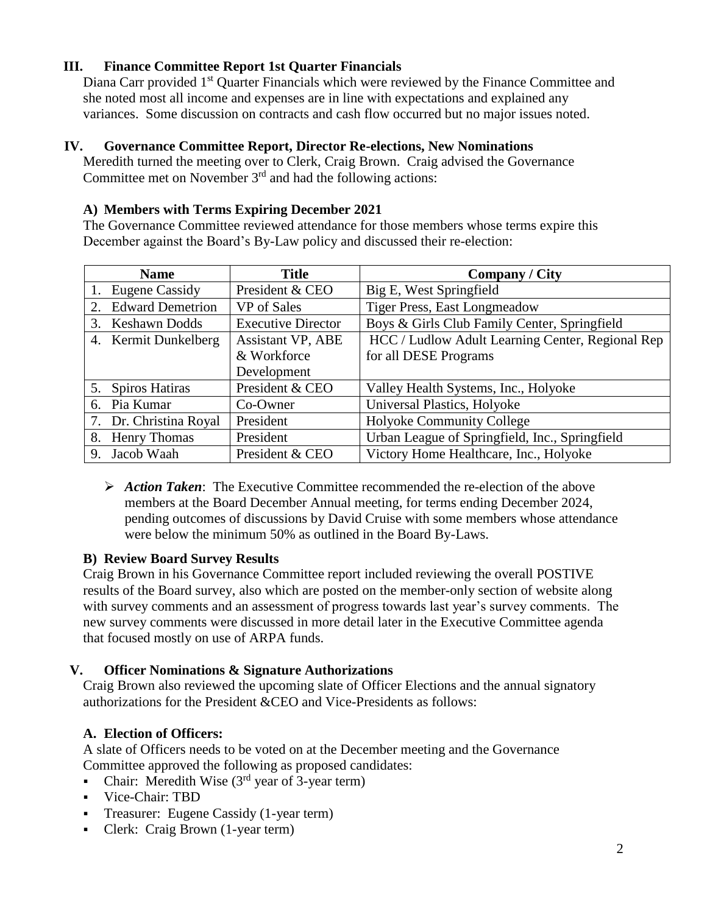## III. Finance Committee Report 1st Quarter Financials

Diana Carr provided 1st Quarter Financials which were reviewed by the Finance Committee and she noted most all income and expenses are in line with expectations and explained any variances. Some discussion on contracts and cash flow occurred but no major issues noted.

## IV. Governance Committee Report, Director Re-elections, New Nominations

Meredith turned the meeting over to Clerk, Craig Brown. Craig advised the Governance Committee met on November 3rd and had the following actions:

### A) Members with Terms Expiring December 2021

The Governance Committee reviewed attendance for those members whose terms expire this December against the Board's By-Law policy and discussed their re-election:

| Name | Title | Company / City |
|---|---|---|
| 1. Eugene Cassidy | President & CEO | Big E, West Springfield |
| 2. Edward Demetrion | VP of Sales | Tiger Press, East Longmeadow |
| 3. Keshawn Dodds | Executive Director | Boys & Girls Club Family Center, Springfield |
| 4. Kermit Dunkelberg | Assistant VP, ABE & Workforce Development | HCC / Ludlow Adult Learning Center, Regional Rep for all DESE Programs |
| 5. Spiros Hatiras | President & CEO | Valley Health Systems, Inc., Holyoke |
| 6. Pia Kumar | Co-Owner | Universal Plastics, Holyoke |
| 7. Dr. Christina Royal | President | Holyoke Community College |
| 8. Henry Thomas | President | Urban League of Springfield, Inc., Springfield |
| 9. Jacob Waah | President & CEO | Victory Home Healthcare, Inc., Holyoke |

- ***Action Taken***: The Executive Committee recommended the re-election of the above members at the Board December Annual meeting, for terms ending December 2024, pending outcomes of discussions by David Cruise with some members whose attendance were below the minimum 50% as outlined in the Board By-Laws.

### B) Review Board Survey Results

Craig Brown in his Governance Committee report included reviewing the overall POSTIVE results of the Board survey, also which are posted on the member-only section of website along with survey comments and an assessment of progress towards last year's survey comments. The new survey comments were discussed in more detail later in the Executive Committee agenda that focused mostly on use of ARPA funds.

## V. Officer Nominations & Signature Authorizations

Craig Brown also reviewed the upcoming slate of Officer Elections and the annual signatory authorizations for the President &CEO and Vice-Presidents as follows:

### A. Election of Officers:

A slate of Officers needs to be voted on at the December meeting and the Governance Committee approved the following as proposed candidates:

- Chair: Meredith Wise (3rd year of 3-year term)
- Vice-Chair: TBD
- Treasurer: Eugene Cassidy (1-year term)
- Clerk: Craig Brown (1-year term)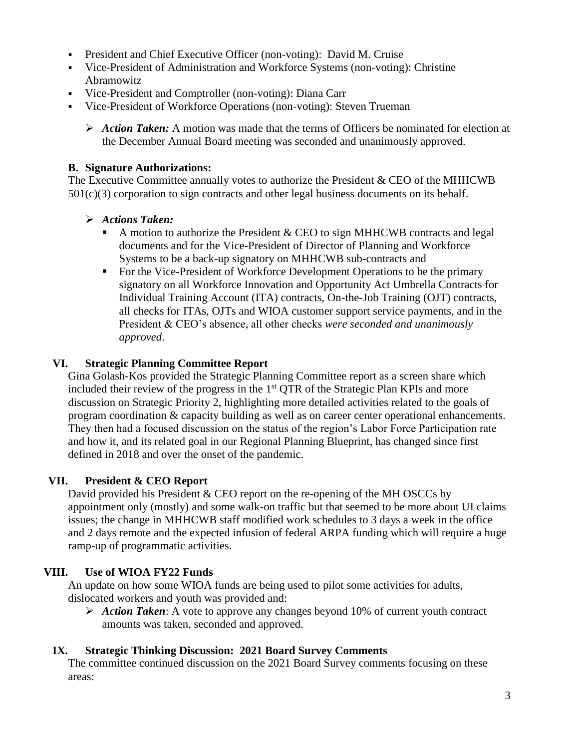- President and Chief Executive Officer (non-voting): David M. Cruise
- Vice-President of Administration and Workforce Systems (non-voting): Christine Abramowitz
- Vice-President and Comptroller (non-voting): Diana Carr
- Vice-President of Workforce Operations (non-voting): Steven Trueman

  - ***Action Taken:*** A motion was made that the terms of Officers be nominated for election at the December Annual Board meeting was seconded and unanimously approved.

### B. Signature Authorizations:

The Executive Committee annually votes to authorize the President & CEO of the MHHCWB 501(c)(3) corporation to sign contracts and other legal business documents on its behalf.

- ***Actions Taken:***
  - A motion to authorize the President & CEO to sign MHHCWB contracts and legal documents and for the Vice-President of Director of Planning and Workforce Systems to be a back-up signatory on MHHCWB sub-contracts and
  - For the Vice-President of Workforce Development Operations to be the primary signatory on all Workforce Innovation and Opportunity Act Umbrella Contracts for Individual Training Account (ITA) contracts, On-the-Job Training (OJT) contracts, all checks for ITAs, OJTs and WIOA customer support service payments, and in the President & CEO's absence, all other checks *were seconded and unanimously approved*.

## VI. Strategic Planning Committee Report

Gina Golash-Kos provided the Strategic Planning Committee report as a screen share which included their review of the progress in the 1st QTR of the Strategic Plan KPIs and more discussion on Strategic Priority 2, highlighting more detailed activities related to the goals of program coordination & capacity building as well as on career center operational enhancements. They then had a focused discussion on the status of the region's Labor Force Participation rate and how it, and its related goal in our Regional Planning Blueprint, has changed since first defined in 2018 and over the onset of the pandemic.

## VII. President & CEO Report

David provided his President & CEO report on the re-opening of the MH OSCCs by appointment only (mostly) and some walk-on traffic but that seemed to be more about UI claims issues; the change in MHHCWB staff modified work schedules to 3 days a week in the office and 2 days remote and the expected infusion of federal ARPA funding which will require a huge ramp-up of programmatic activities.

## VIII. Use of WIOA FY22 Funds

An update on how some WIOA funds are being used to pilot some activities for adults, dislocated workers and youth was provided and:

- ***Action Taken***: A vote to approve any changes beyond 10% of current youth contract amounts was taken, seconded and approved.

## IX. Strategic Thinking Discussion: 2021 Board Survey Comments

The committee continued discussion on the 2021 Board Survey comments focusing on these areas: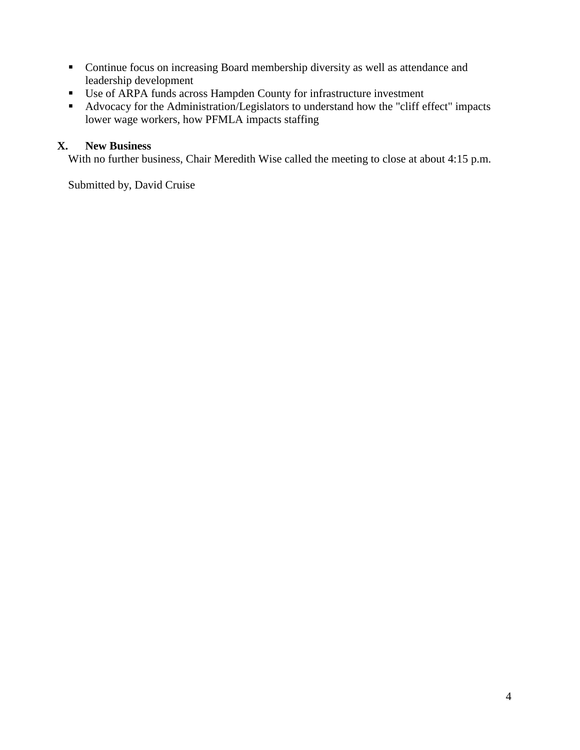- Continue focus on increasing Board membership diversity as well as attendance and leadership development
- Use of ARPA funds across Hampden County for infrastructure investment
- Advocacy for the Administration/Legislators to understand how the "cliff effect" impacts lower wage workers, how PFMLA impacts staffing

## X. New Business

With no further business, Chair Meredith Wise called the meeting to close at about 4:15 p.m.

Submitted by, David Cruise